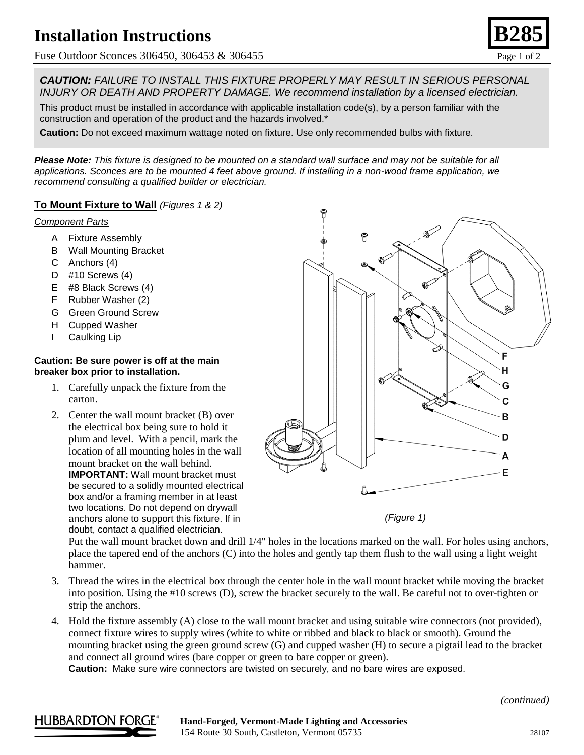# Installation Instructions

Fuse Outdoor Sconces 306450, 306453 & 306455

**B285**

***CAUTION:*** *FAILURE TO INSTALL THIS FIXTURE PROPERLY MAY RESULT IN SERIOUS PERSONAL INJURY OR DEATH AND PROPERTY DAMAGE. We recommend installation by a licensed electrician.*

This product must be installed in accordance with applicable installation code(s), by a person familiar with the construction and operation of the product and the hazards involved.*

**Caution:** Do not exceed maximum wattage noted on fixture. Use only recommended bulbs with fixture.

***Please Note:*** *This fixture is designed to be mounted on a standard wall surface and may not be suitable for all applications. Sconces are to be mounted 4 feet above ground. If installing in a non-wood frame application, we recommend consulting a qualified builder or electrician.*

## To Mount Fixture to Wall *(Figures 1 & 2)*

*Component Parts*

- A Fixture Assembly
- B Wall Mounting Bracket
- C Anchors (4)
- D #10 Screws (4)
- E #8 Black Screws (4)
- F Rubber Washer (2)
- G Green Ground Screw
- H Cupped Washer
- I Caulking Lip

**Caution: Be sure power is off at the main breaker box prior to installation.**

1. Carefully unpack the fixture from the carton.
2. Center the wall mount bracket (B) over the electrical box being sure to hold it plum and level. With a pencil, mark the location of all mounting holes in the wall mount bracket on the wall behind. **IMPORTANT:** Wall mount bracket must be secured to a solidly mounted electrical box and/or a framing member in at least two locations. Do not depend on drywall anchors alone to support this fixture. If in doubt, contact a qualified electrician.
   Put the wall mount bracket down and drill 1/4" holes in the locations marked on the wall. For holes using anchors, place the tapered end of the anchors (C) into the holes and gently tap them flush to the wall using a light weight hammer.
3. Thread the wires in the electrical box through the center hole in the wall mount bracket while moving the bracket into position. Using the #10 screws (D), screw the bracket securely to the wall. Be careful not to over-tighten or strip the anchors.
4. Hold the fixture assembly (A) close to the wall mount bracket and using suitable wire connectors (not provided), connect fixture wires to supply wires (white to white or ribbed and black to black or smooth). Ground the mounting bracket using the green ground screw (G) and cupped washer (H) to secure a pigtail lead to the bracket and connect all ground wires (bare copper or green to bare copper or green).
   **Caution:** Make sure wire connectors are twisted on securely, and no bare wires are exposed.

*(Figure 1)*

*(continued)*

HUBBARDTON FORGE®

**Hand-Forged, Vermont-Made Lighting and Accessories**
154 Route 30 South, Castleton, Vermont 05735

28107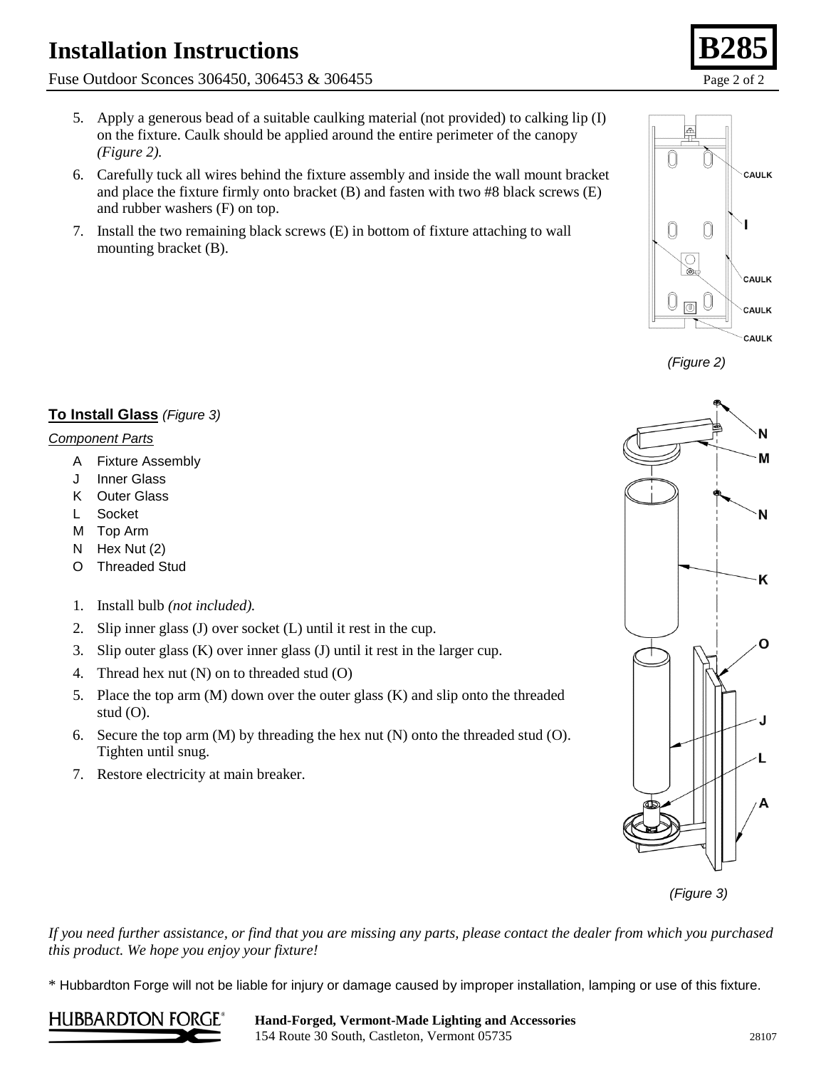5. Apply a generous bead of a suitable caulking material (not provided) to calking lip (I) on the fixture. Caulk should be applied around the entire perimeter of the canopy *(Figure 2).*
6. Carefully tuck all wires behind the fixture assembly and inside the wall mount bracket and place the fixture firmly onto bracket (B) and fasten with two #8 black screws (E) and rubber washers (F) on top.
7. Install the two remaining black screws (E) in bottom of fixture attaching to wall mounting bracket (B).

CAULK

I

CAULK

CAULK

CAULK

*(Figure 2)*

## To Install Glass *(Figure 3)*

*Component Parts*

- A Fixture Assembly
- J Inner Glass
- K Outer Glass
- L Socket
- M Top Arm
- N Hex Nut (2)
- O Threaded Stud

1. Install bulb *(not included).*
2. Slip inner glass (J) over socket (L) until it rest in the cup.
3. Slip outer glass (K) over inner glass (J) until it rest in the larger cup.
4. Thread hex nut (N) on to threaded stud (O)
5. Place the top arm (M) down over the outer glass (K) and slip onto the threaded stud (O).
6. Secure the top arm (M) by threading the hex nut (N) onto the threaded stud (O). Tighten until snug.
7. Restore electricity at main breaker.

N

M

N

K

O

J

L

A

*(Figure 3)*

*If you need further assistance, or find that you are missing any parts, please contact the dealer from which you purchased this product. We hope you enjoy your fixture!*

* Hubbardton Forge will not be liable for injury or damage caused by improper installation, lamping or use of this fixture.

HUBBARDTON FORGE®

**Hand-Forged, Vermont-Made Lighting and Accessories**
154 Route 30 South, Castleton, Vermont 05735

28107